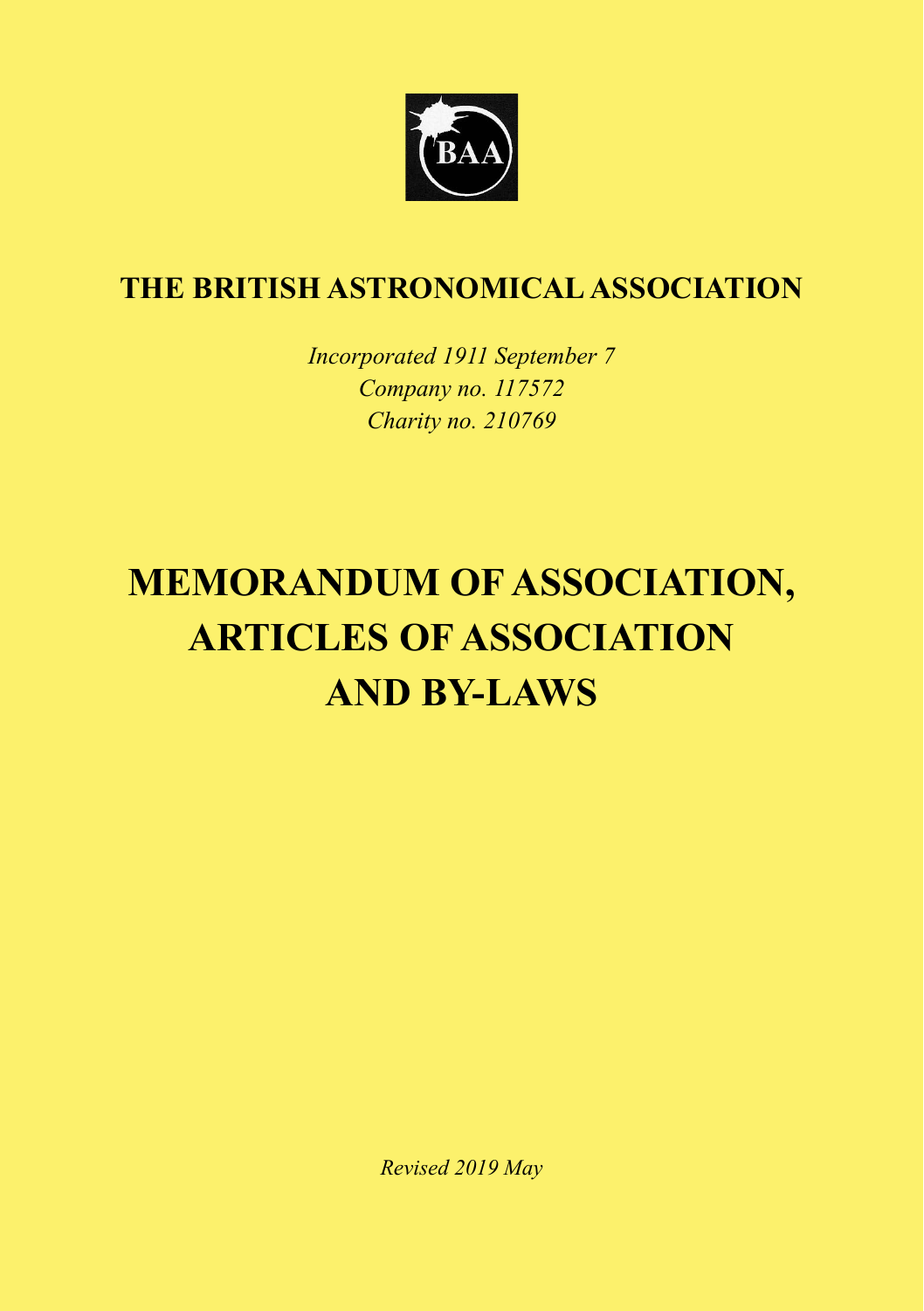BAA

# THE BRITISH ASTRONOMICAL ASSOCIATION

*Incorporated 1911 September 7*
*Company no. 117572*
*Charity no. 210769*

# MEMORANDUM OF ASSOCIATION, ARTICLES OF ASSOCIATION AND BY-LAWS

*Revised 2019 May*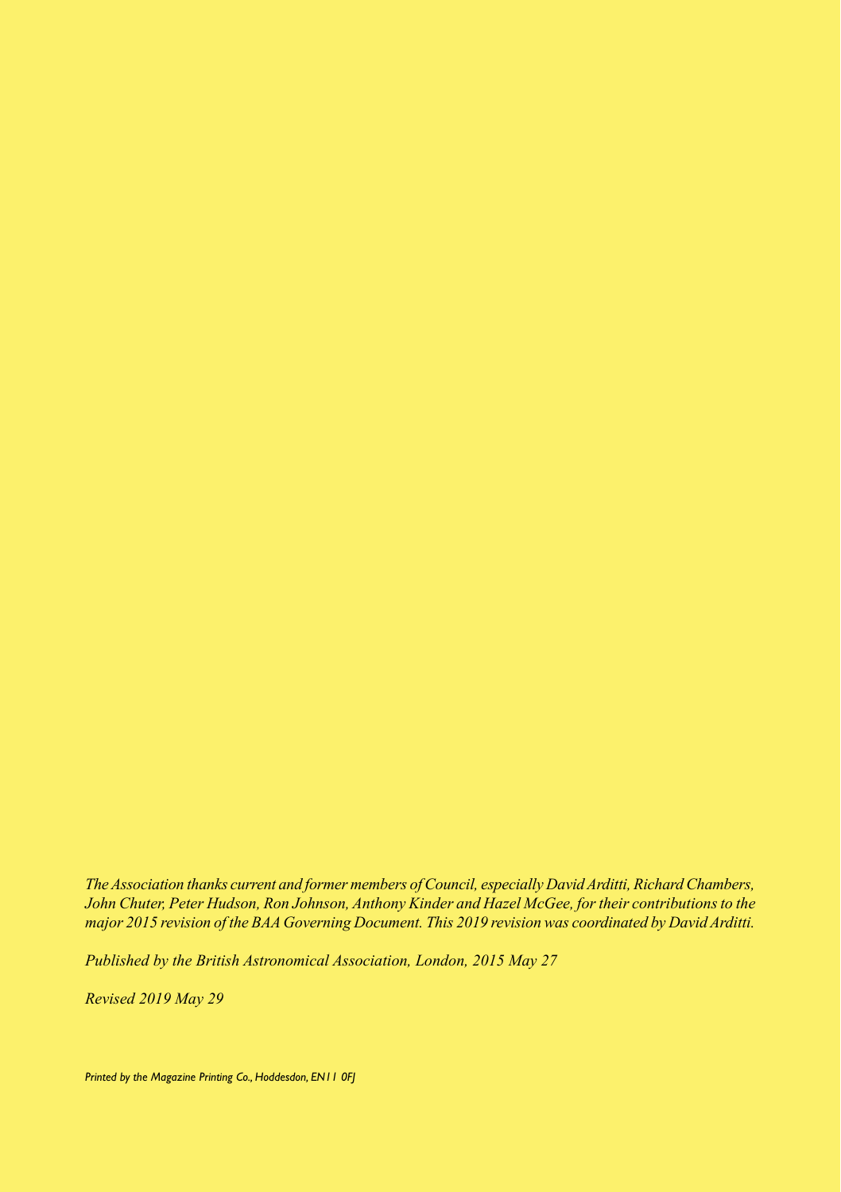*The Association thanks current and former members of Council, especially David Arditti, Richard Chambers, John Chuter, Peter Hudson, Ron Johnson, Anthony Kinder and Hazel McGee, for their contributions to the major 2015 revision of the BAA Governing Document. This 2019 revision was coordinated by David Arditti.*

*Published by the British Astronomical Association, London, 2015 May 27*

*Revised 2019 May 29*

*Printed by the Magazine Printing Co., Hoddesdon, EN11 0FJ*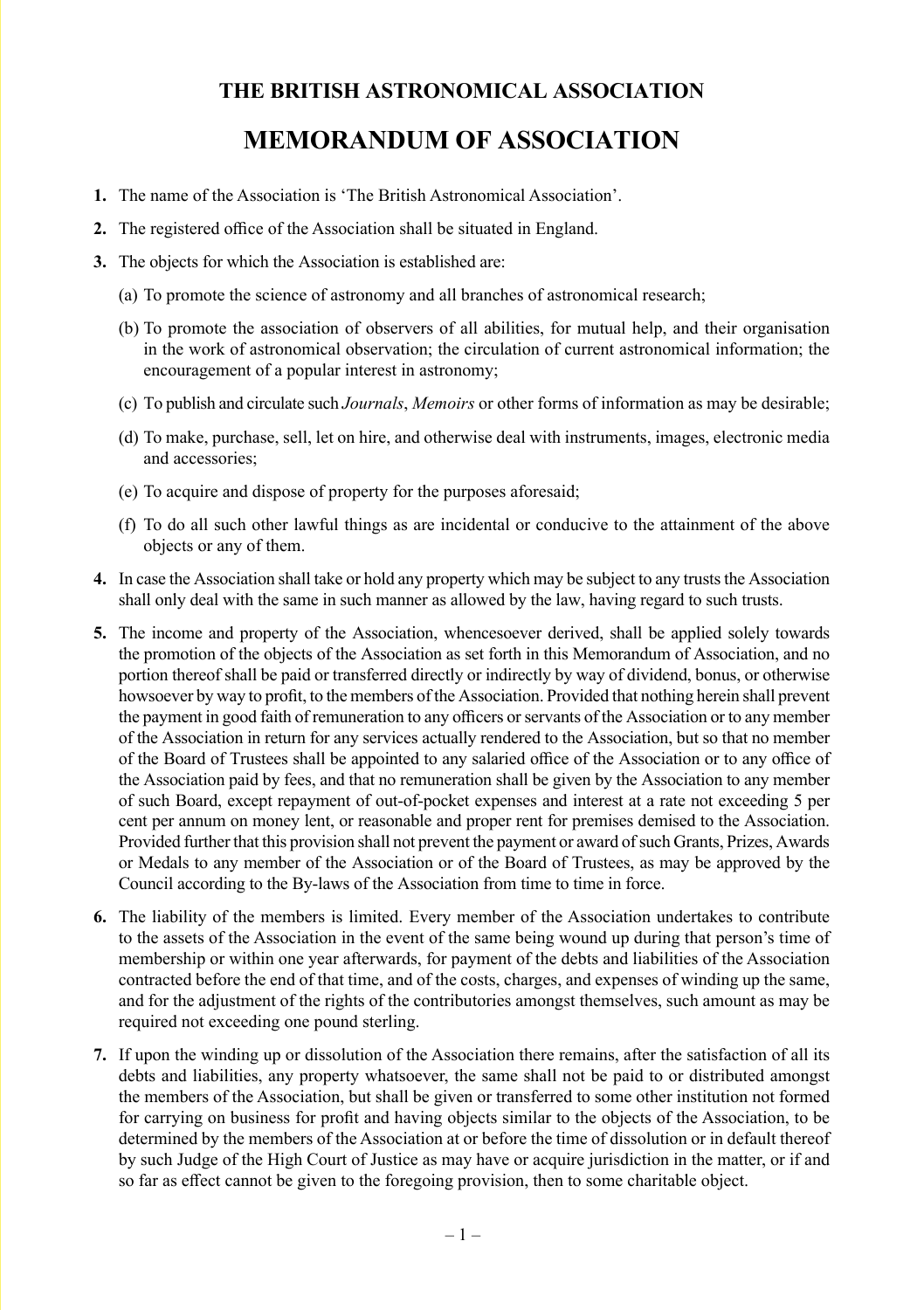# THE BRITISH ASTRONOMICAL ASSOCIATION

# MEMORANDUM OF ASSOCIATION

**1.** The name of the Association is 'The British Astronomical Association'.

**2.** The registered office of the Association shall be situated in England.

**3.** The objects for which the Association is established are:

(a) To promote the science of astronomy and all branches of astronomical research;

(b) To promote the association of observers of all abilities, for mutual help, and their organisation in the work of astronomical observation; the circulation of current astronomical information; the encouragement of a popular interest in astronomy;

(c) To publish and circulate such *Journals*, *Memoirs* or other forms of information as may be desirable;

(d) To make, purchase, sell, let on hire, and otherwise deal with instruments, images, electronic media and accessories;

(e) To acquire and dispose of property for the purposes aforesaid;

(f) To do all such other lawful things as are incidental or conducive to the attainment of the above objects or any of them.

**4.** In case the Association shall take or hold any property which may be subject to any trusts the Association shall only deal with the same in such manner as allowed by the law, having regard to such trusts.

**5.** The income and property of the Association, whencesoever derived, shall be applied solely towards the promotion of the objects of the Association as set forth in this Memorandum of Association, and no portion thereof shall be paid or transferred directly or indirectly by way of dividend, bonus, or otherwise howsoever by way to profit, to the members of the Association. Provided that nothing herein shall prevent the payment in good faith of remuneration to any officers or servants of the Association or to any member of the Association in return for any services actually rendered to the Association, but so that no member of the Board of Trustees shall be appointed to any salaried office of the Association or to any office of the Association paid by fees, and that no remuneration shall be given by the Association to any member of such Board, except repayment of out-of-pocket expenses and interest at a rate not exceeding 5 per cent per annum on money lent, or reasonable and proper rent for premises demised to the Association. Provided further that this provision shall not prevent the payment or award of such Grants, Prizes, Awards or Medals to any member of the Association or of the Board of Trustees, as may be approved by the Council according to the By-laws of the Association from time to time in force.

**6.** The liability of the members is limited. Every member of the Association undertakes to contribute to the assets of the Association in the event of the same being wound up during that person's time of membership or within one year afterwards, for payment of the debts and liabilities of the Association contracted before the end of that time, and of the costs, charges, and expenses of winding up the same, and for the adjustment of the rights of the contributories amongst themselves, such amount as may be required not exceeding one pound sterling.

**7.** If upon the winding up or dissolution of the Association there remains, after the satisfaction of all its debts and liabilities, any property whatsoever, the same shall not be paid to or distributed amongst the members of the Association, but shall be given or transferred to some other institution not formed for carrying on business for profit and having objects similar to the objects of the Association, to be determined by the members of the Association at or before the time of dissolution or in default thereof by such Judge of the High Court of Justice as may have or acquire jurisdiction in the matter, or if and so far as effect cannot be given to the foregoing provision, then to some charitable object.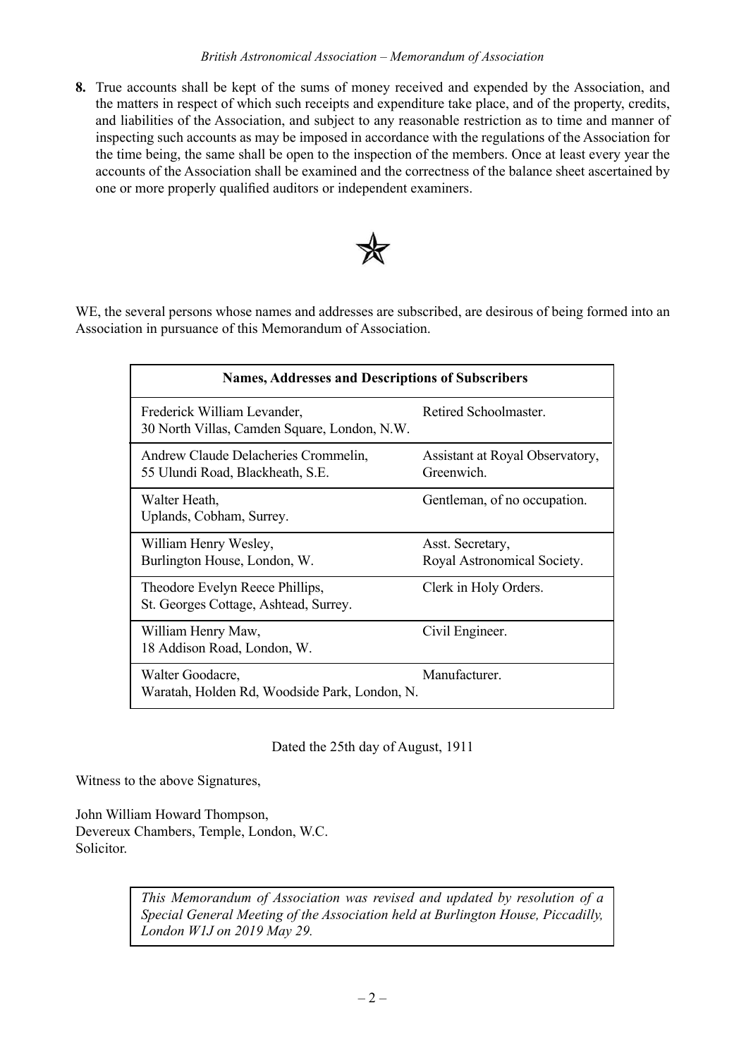**8.** True accounts shall be kept of the sums of money received and expended by the Association, and the matters in respect of which such receipts and expenditure take place, and of the property, credits, and liabilities of the Association, and subject to any reasonable restriction as to time and manner of inspecting such accounts as may be imposed in accordance with the regulations of the Association for the time being, the same shall be open to the inspection of the members. Once at least every year the accounts of the Association shall be examined and the correctness of the balance sheet ascertained by one or more properly qualified auditors or independent examiners.

WE, the several persons whose names and addresses are subscribed, are desirous of being formed into an Association in pursuance of this Memorandum of Association.

| **Names, Addresses and Descriptions of Subscribers** | |
|---|---|
| Frederick William Levander,<br>30 North Villas, Camden Square, London, N.W. | Retired Schoolmaster. |
| Andrew Claude Delacheries Crommelin,<br>55 Ulundi Road, Blackheath, S.E. | Assistant at Royal Observatory, Greenwich. |
| Walter Heath,<br>Uplands, Cobham, Surrey. | Gentleman, of no occupation. |
| William Henry Wesley,<br>Burlington House, London, W. | Asst. Secretary, Royal Astronomical Society. |
| Theodore Evelyn Reece Phillips,<br>St. Georges Cottage, Ashtead, Surrey. | Clerk in Holy Orders. |
| William Henry Maw,<br>18 Addison Road, London, W. | Civil Engineer. |
| Walter Goodacre,<br>Waratah, Holden Rd, Woodside Park, London, N. | Manufacturer. |

Dated the 25th day of August, 1911

Witness to the above Signatures,

John William Howard Thompson,
Devereux Chambers, Temple, London, W.C.
Solicitor.

*This Memorandum of Association was revised and updated by resolution of a Special General Meeting of the Association held at Burlington House, Piccadilly, London W1J on 2019 May 29.*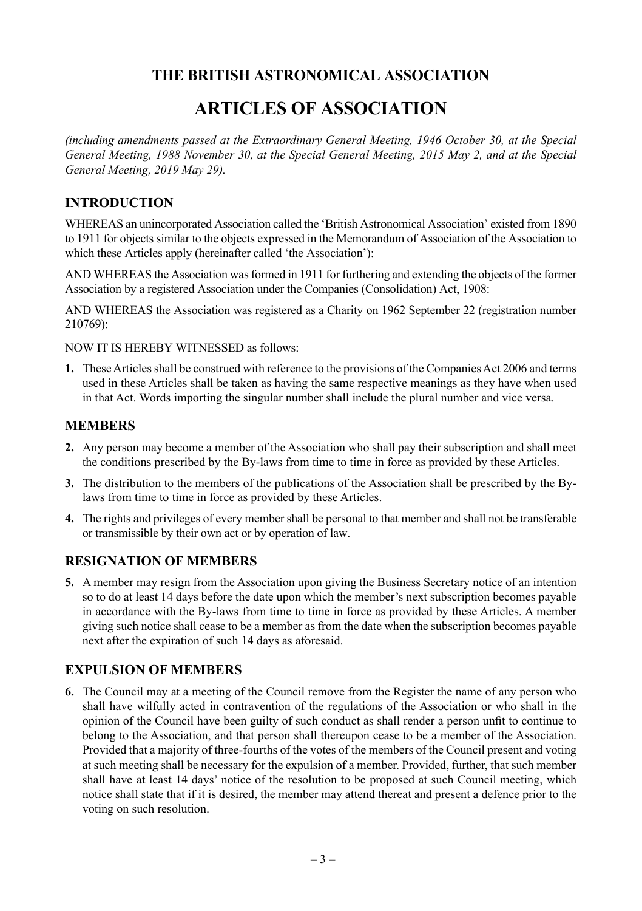## THE BRITISH ASTRONOMICAL ASSOCIATION

# ARTICLES OF ASSOCIATION

*(including amendments passed at the Extraordinary General Meeting, 1946 October 30, at the Special General Meeting, 1988 November 30, at the Special General Meeting, 2015 May 2, and at the Special General Meeting, 2019 May 29).*

## INTRODUCTION

WHEREAS an unincorporated Association called the 'British Astronomical Association' existed from 1890 to 1911 for objects similar to the objects expressed in the Memorandum of Association of the Association to which these Articles apply (hereinafter called 'the Association'):

AND WHEREAS the Association was formed in 1911 for furthering and extending the objects of the former Association by a registered Association under the Companies (Consolidation) Act, 1908:

AND WHEREAS the Association was registered as a Charity on 1962 September 22 (registration number 210769):

NOW IT IS HEREBY WITNESSED as follows:

**1.** These Articles shall be construed with reference to the provisions of the Companies Act 2006 and terms used in these Articles shall be taken as having the same respective meanings as they have when used in that Act. Words importing the singular number shall include the plural number and vice versa.

## MEMBERS

**2.** Any person may become a member of the Association who shall pay their subscription and shall meet the conditions prescribed by the By-laws from time to time in force as provided by these Articles.

**3.** The distribution to the members of the publications of the Association shall be prescribed by the By-laws from time to time in force as provided by these Articles.

**4.** The rights and privileges of every member shall be personal to that member and shall not be transferable or transmissible by their own act or by operation of law.

## RESIGNATION OF MEMBERS

**5.** A member may resign from the Association upon giving the Business Secretary notice of an intention so to do at least 14 days before the date upon which the member's next subscription becomes payable in accordance with the By-laws from time to time in force as provided by these Articles. A member giving such notice shall cease to be a member as from the date when the subscription becomes payable next after the expiration of such 14 days as aforesaid.

## EXPULSION OF MEMBERS

**6.** The Council may at a meeting of the Council remove from the Register the name of any person who shall have wilfully acted in contravention of the regulations of the Association or who shall in the opinion of the Council have been guilty of such conduct as shall render a person unfit to continue to belong to the Association, and that person shall thereupon cease to be a member of the Association. Provided that a majority of three-fourths of the votes of the members of the Council present and voting at such meeting shall be necessary for the expulsion of a member. Provided, further, that such member shall have at least 14 days' notice of the resolution to be proposed at such Council meeting, which notice shall state that if it is desired, the member may attend thereat and present a defence prior to the voting on such resolution.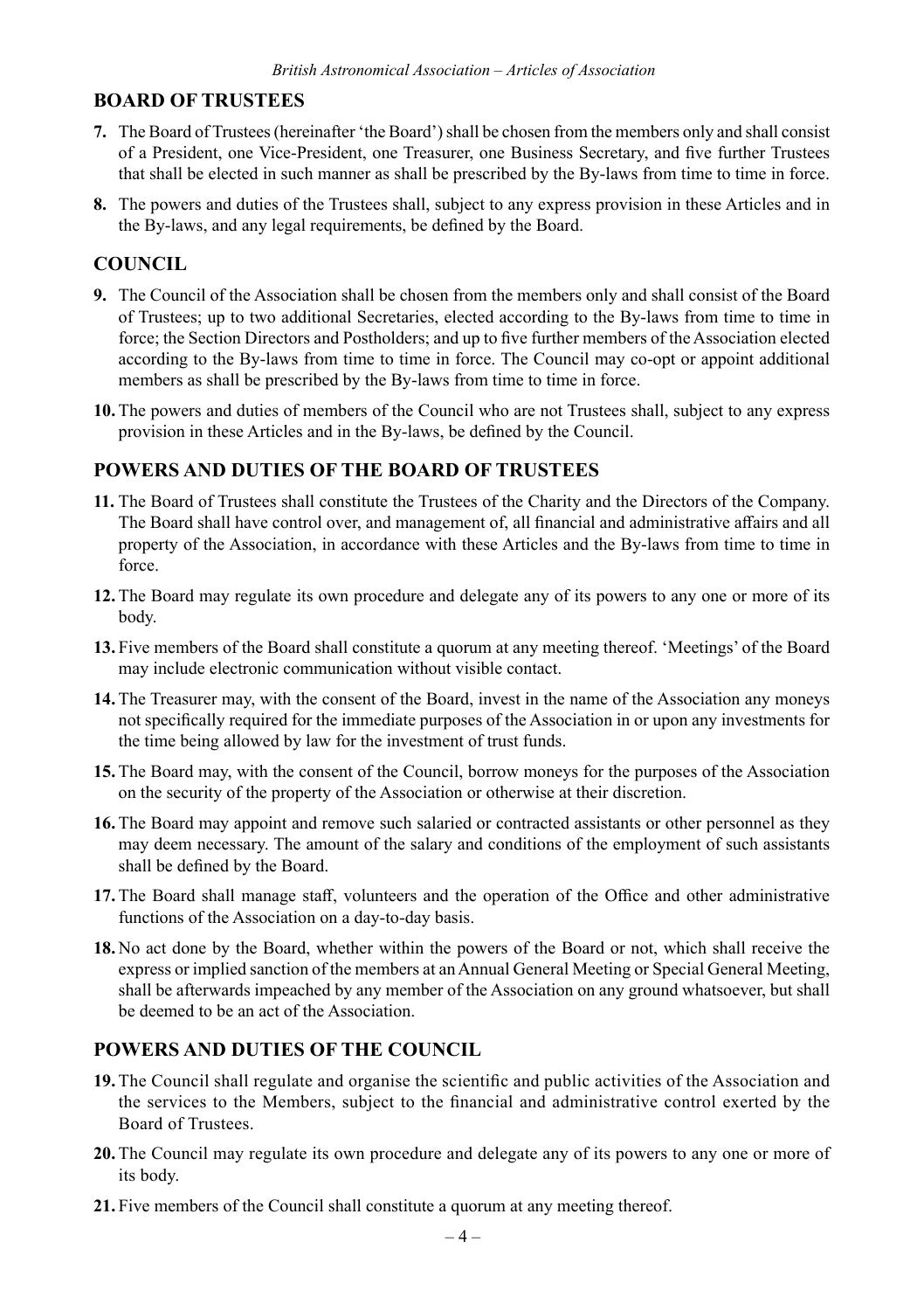## BOARD OF TRUSTEES

**7.** The Board of Trustees (hereinafter 'the Board') shall be chosen from the members only and shall consist of a President, one Vice-President, one Treasurer, one Business Secretary, and five further Trustees that shall be elected in such manner as shall be prescribed by the By-laws from time to time in force.

**8.** The powers and duties of the Trustees shall, subject to any express provision in these Articles and in the By-laws, and any legal requirements, be defined by the Board.

## COUNCIL

**9.** The Council of the Association shall be chosen from the members only and shall consist of the Board of Trustees; up to two additional Secretaries, elected according to the By-laws from time to time in force; the Section Directors and Postholders; and up to five further members of the Association elected according to the By-laws from time to time in force. The Council may co-opt or appoint additional members as shall be prescribed by the By-laws from time to time in force.

**10.** The powers and duties of members of the Council who are not Trustees shall, subject to any express provision in these Articles and in the By-laws, be defined by the Council.

## POWERS AND DUTIES OF THE BOARD OF TRUSTEES

**11.** The Board of Trustees shall constitute the Trustees of the Charity and the Directors of the Company. The Board shall have control over, and management of, all financial and administrative affairs and all property of the Association, in accordance with these Articles and the By-laws from time to time in force.

**12.** The Board may regulate its own procedure and delegate any of its powers to any one or more of its body.

**13.** Five members of the Board shall constitute a quorum at any meeting thereof. 'Meetings' of the Board may include electronic communication without visible contact.

**14.** The Treasurer may, with the consent of the Board, invest in the name of the Association any moneys not specifically required for the immediate purposes of the Association in or upon any investments for the time being allowed by law for the investment of trust funds.

**15.** The Board may, with the consent of the Council, borrow moneys for the purposes of the Association on the security of the property of the Association or otherwise at their discretion.

**16.** The Board may appoint and remove such salaried or contracted assistants or other personnel as they may deem necessary. The amount of the salary and conditions of the employment of such assistants shall be defined by the Board.

**17.** The Board shall manage staff, volunteers and the operation of the Office and other administrative functions of the Association on a day-to-day basis.

**18.** No act done by the Board, whether within the powers of the Board or not, which shall receive the express or implied sanction of the members at an Annual General Meeting or Special General Meeting, shall be afterwards impeached by any member of the Association on any ground whatsoever, but shall be deemed to be an act of the Association.

## POWERS AND DUTIES OF THE COUNCIL

**19.** The Council shall regulate and organise the scientific and public activities of the Association and the services to the Members, subject to the financial and administrative control exerted by the Board of Trustees.

**20.** The Council may regulate its own procedure and delegate any of its powers to any one or more of its body.

**21.** Five members of the Council shall constitute a quorum at any meeting thereof.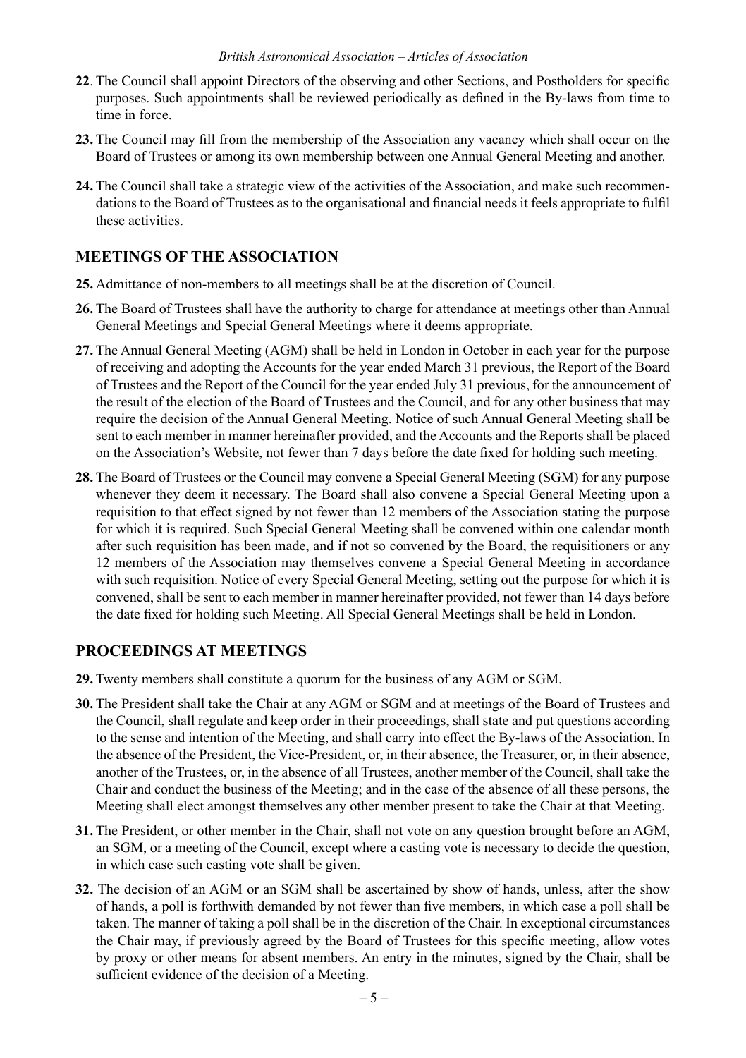**22**. The Council shall appoint Directors of the observing and other Sections, and Postholders for specific purposes. Such appointments shall be reviewed periodically as defined in the By-laws from time to time in force.

**23.** The Council may fill from the membership of the Association any vacancy which shall occur on the Board of Trustees or among its own membership between one Annual General Meeting and another.

**24.** The Council shall take a strategic view of the activities of the Association, and make such recommendations to the Board of Trustees as to the organisational and financial needs it feels appropriate to fulfil these activities.

## MEETINGS OF THE ASSOCIATION

**25.** Admittance of non-members to all meetings shall be at the discretion of Council.

**26.** The Board of Trustees shall have the authority to charge for attendance at meetings other than Annual General Meetings and Special General Meetings where it deems appropriate.

**27.** The Annual General Meeting (AGM) shall be held in London in October in each year for the purpose of receiving and adopting the Accounts for the year ended March 31 previous, the Report of the Board of Trustees and the Report of the Council for the year ended July 31 previous, for the announcement of the result of the election of the Board of Trustees and the Council, and for any other business that may require the decision of the Annual General Meeting. Notice of such Annual General Meeting shall be sent to each member in manner hereinafter provided, and the Accounts and the Reports shall be placed on the Association's Website, not fewer than 7 days before the date fixed for holding such meeting.

**28.** The Board of Trustees or the Council may convene a Special General Meeting (SGM) for any purpose whenever they deem it necessary. The Board shall also convene a Special General Meeting upon a requisition to that effect signed by not fewer than 12 members of the Association stating the purpose for which it is required. Such Special General Meeting shall be convened within one calendar month after such requisition has been made, and if not so convened by the Board, the requisitioners or any 12 members of the Association may themselves convene a Special General Meeting in accordance with such requisition. Notice of every Special General Meeting, setting out the purpose for which it is convened, shall be sent to each member in manner hereinafter provided, not fewer than 14 days before the date fixed for holding such Meeting. All Special General Meetings shall be held in London.

## PROCEEDINGS AT MEETINGS

**29.** Twenty members shall constitute a quorum for the business of any AGM or SGM.

**30.** The President shall take the Chair at any AGM or SGM and at meetings of the Board of Trustees and the Council, shall regulate and keep order in their proceedings, shall state and put questions according to the sense and intention of the Meeting, and shall carry into effect the By-laws of the Association. In the absence of the President, the Vice-President, or, in their absence, the Treasurer, or, in their absence, another of the Trustees, or, in the absence of all Trustees, another member of the Council, shall take the Chair and conduct the business of the Meeting; and in the case of the absence of all these persons, the Meeting shall elect amongst themselves any other member present to take the Chair at that Meeting.

**31.** The President, or other member in the Chair, shall not vote on any question brought before an AGM, an SGM, or a meeting of the Council, except where a casting vote is necessary to decide the question, in which case such casting vote shall be given.

**32.** The decision of an AGM or an SGM shall be ascertained by show of hands, unless, after the show of hands, a poll is forthwith demanded by not fewer than five members, in which case a poll shall be taken. The manner of taking a poll shall be in the discretion of the Chair. In exceptional circumstances the Chair may, if previously agreed by the Board of Trustees for this specific meeting, allow votes by proxy or other means for absent members. An entry in the minutes, signed by the Chair, shall be sufficient evidence of the decision of a Meeting.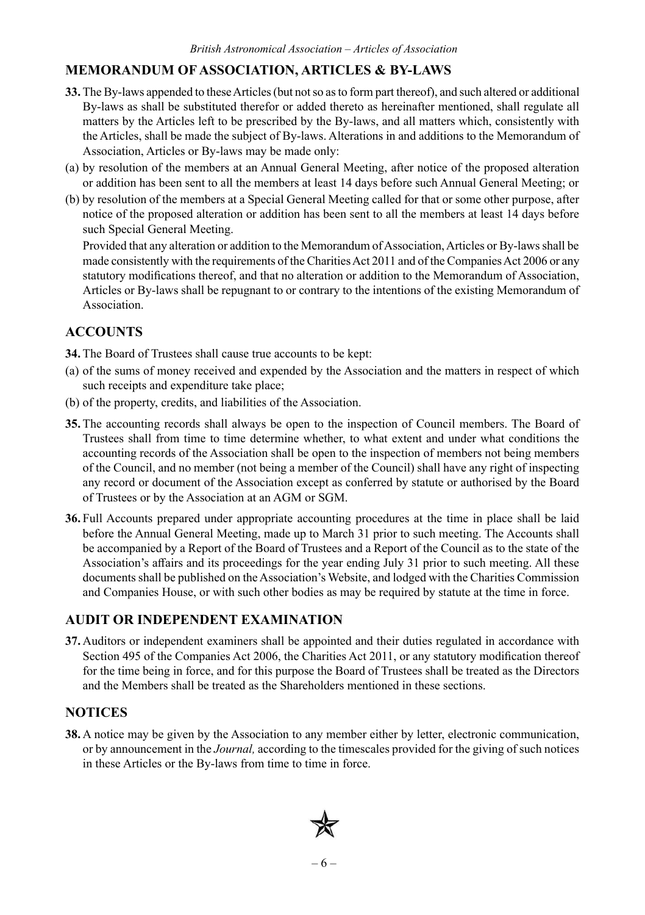## MEMORANDUM OF ASSOCIATION, ARTICLES & BY-LAWS

**33.** The By-laws appended to these Articles (but not so as to form part thereof), and such altered or additional By-laws as shall be substituted therefor or added thereto as hereinafter mentioned, shall regulate all matters by the Articles left to be prescribed by the By-laws, and all matters which, consistently with the Articles, shall be made the subject of By-laws. Alterations in and additions to the Memorandum of Association, Articles or By-laws may be made only:

(a) by resolution of the members at an Annual General Meeting, after notice of the proposed alteration or addition has been sent to all the members at least 14 days before such Annual General Meeting; or

(b) by resolution of the members at a Special General Meeting called for that or some other purpose, after notice of the proposed alteration or addition has been sent to all the members at least 14 days before such Special General Meeting.

Provided that any alteration or addition to the Memorandum of Association, Articles or By-laws shall be made consistently with the requirements of the Charities Act 2011 and of the Companies Act 2006 or any statutory modifications thereof, and that no alteration or addition to the Memorandum of Association, Articles or By-laws shall be repugnant to or contrary to the intentions of the existing Memorandum of Association.

## ACCOUNTS

**34.** The Board of Trustees shall cause true accounts to be kept:

(a) of the sums of money received and expended by the Association and the matters in respect of which such receipts and expenditure take place;

(b) of the property, credits, and liabilities of the Association.

**35.** The accounting records shall always be open to the inspection of Council members. The Board of Trustees shall from time to time determine whether, to what extent and under what conditions the accounting records of the Association shall be open to the inspection of members not being members of the Council, and no member (not being a member of the Council) shall have any right of inspecting any record or document of the Association except as conferred by statute or authorised by the Board of Trustees or by the Association at an AGM or SGM.

**36.** Full Accounts prepared under appropriate accounting procedures at the time in place shall be laid before the Annual General Meeting, made up to March 31 prior to such meeting. The Accounts shall be accompanied by a Report of the Board of Trustees and a Report of the Council as to the state of the Association's affairs and its proceedings for the year ending July 31 prior to such meeting. All these documents shall be published on the Association's Website, and lodged with the Charities Commission and Companies House, or with such other bodies as may be required by statute at the time in force.

## AUDIT OR INDEPENDENT EXAMINATION

**37.** Auditors or independent examiners shall be appointed and their duties regulated in accordance with Section 495 of the Companies Act 2006, the Charities Act 2011, or any statutory modification thereof for the time being in force, and for this purpose the Board of Trustees shall be treated as the Directors and the Members shall be treated as the Shareholders mentioned in these sections.

## NOTICES

**38.** A notice may be given by the Association to any member either by letter, electronic communication, or by announcement in the *Journal,* according to the timescales provided for the giving of such notices in these Articles or the By-laws from time to time in force.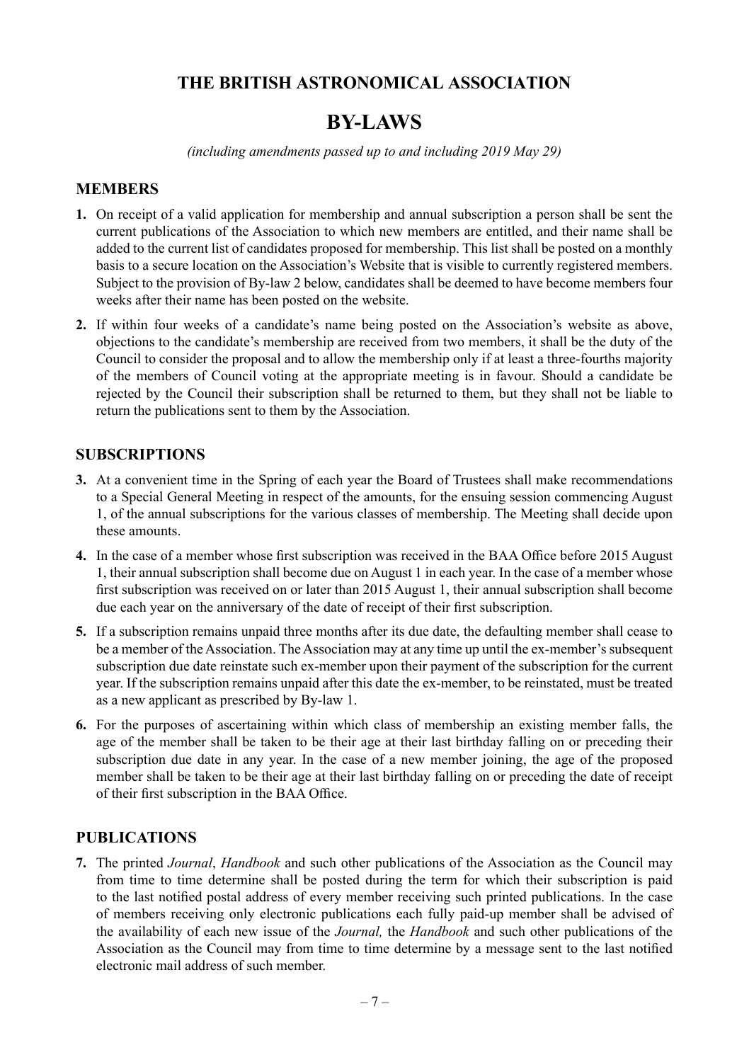## THE BRITISH ASTRONOMICAL ASSOCIATION

# BY-LAWS

*(including amendments passed up to and including 2019 May 29)*

### MEMBERS

**1.** On receipt of a valid application for membership and annual subscription a person shall be sent the current publications of the Association to which new members are entitled, and their name shall be added to the current list of candidates proposed for membership. This list shall be posted on a monthly basis to a secure location on the Association's Website that is visible to currently registered members. Subject to the provision of By-law 2 below, candidates shall be deemed to have become members four weeks after their name has been posted on the website.

**2.** If within four weeks of a candidate's name being posted on the Association's website as above, objections to the candidate's membership are received from two members, it shall be the duty of the Council to consider the proposal and to allow the membership only if at least a three-fourths majority of the members of Council voting at the appropriate meeting is in favour. Should a candidate be rejected by the Council their subscription shall be returned to them, but they shall not be liable to return the publications sent to them by the Association.

### SUBSCRIPTIONS

**3.** At a convenient time in the Spring of each year the Board of Trustees shall make recommendations to a Special General Meeting in respect of the amounts, for the ensuing session commencing August 1, of the annual subscriptions for the various classes of membership. The Meeting shall decide upon these amounts.

**4.** In the case of a member whose first subscription was received in the BAA Office before 2015 August 1, their annual subscription shall become due on August 1 in each year. In the case of a member whose first subscription was received on or later than 2015 August 1, their annual subscription shall become due each year on the anniversary of the date of receipt of their first subscription.

**5.** If a subscription remains unpaid three months after its due date, the defaulting member shall cease to be a member of the Association. The Association may at any time up until the ex-member's subsequent subscription due date reinstate such ex-member upon their payment of the subscription for the current year. If the subscription remains unpaid after this date the ex-member, to be reinstated, must be treated as a new applicant as prescribed by By-law 1.

**6.** For the purposes of ascertaining within which class of membership an existing member falls, the age of the member shall be taken to be their age at their last birthday falling on or preceding their subscription due date in any year. In the case of a new member joining, the age of the proposed member shall be taken to be their age at their last birthday falling on or preceding the date of receipt of their first subscription in the BAA Office.

### PUBLICATIONS

**7.** The printed *Journal*, *Handbook* and such other publications of the Association as the Council may from time to time determine shall be posted during the term for which their subscription is paid to the last notified postal address of every member receiving such printed publications. In the case of members receiving only electronic publications each fully paid-up member shall be advised of the availability of each new issue of the *Journal,* the *Handbook* and such other publications of the Association as the Council may from time to time determine by a message sent to the last notified electronic mail address of such member.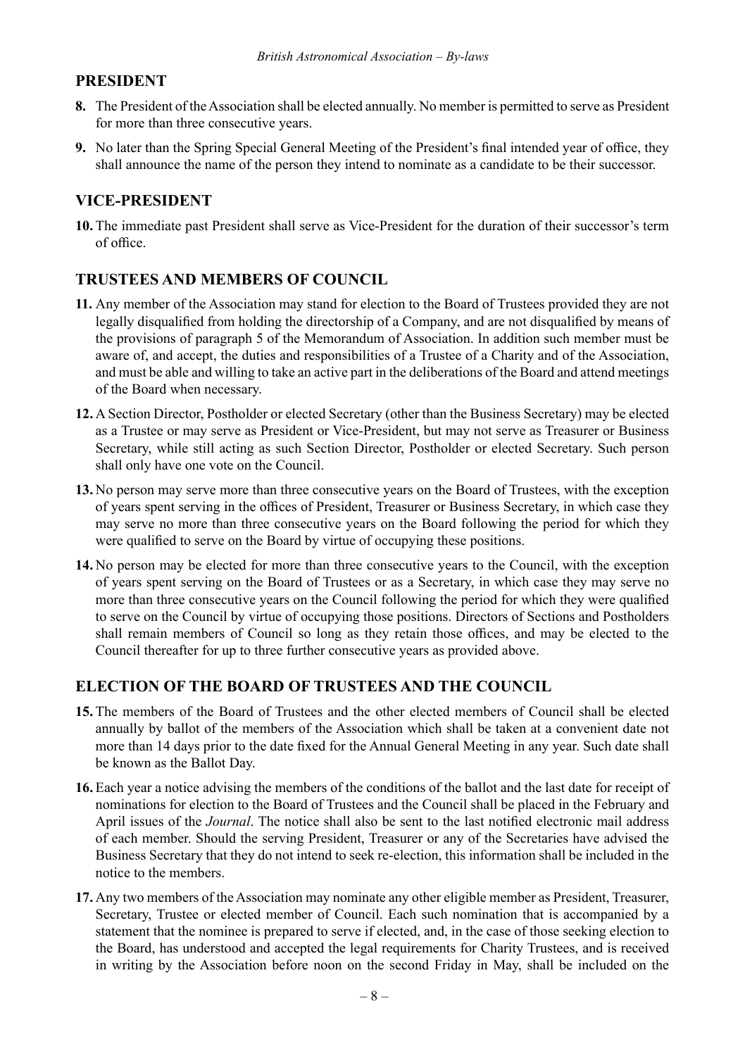## PRESIDENT

**8.** The President of the Association shall be elected annually. No member is permitted to serve as President for more than three consecutive years.

**9.** No later than the Spring Special General Meeting of the President's final intended year of office, they shall announce the name of the person they intend to nominate as a candidate to be their successor.

## VICE-PRESIDENT

**10.** The immediate past President shall serve as Vice-President for the duration of their successor's term of office.

## TRUSTEES AND MEMBERS OF COUNCIL

**11.** Any member of the Association may stand for election to the Board of Trustees provided they are not legally disqualified from holding the directorship of a Company, and are not disqualified by means of the provisions of paragraph 5 of the Memorandum of Association. In addition such member must be aware of, and accept, the duties and responsibilities of a Trustee of a Charity and of the Association, and must be able and willing to take an active part in the deliberations of the Board and attend meetings of the Board when necessary.

**12.** A Section Director, Postholder or elected Secretary (other than the Business Secretary) may be elected as a Trustee or may serve as President or Vice-President, but may not serve as Treasurer or Business Secretary, while still acting as such Section Director, Postholder or elected Secretary. Such person shall only have one vote on the Council.

**13.** No person may serve more than three consecutive years on the Board of Trustees, with the exception of years spent serving in the offices of President, Treasurer or Business Secretary, in which case they may serve no more than three consecutive years on the Board following the period for which they were qualified to serve on the Board by virtue of occupying these positions.

**14.** No person may be elected for more than three consecutive years to the Council, with the exception of years spent serving on the Board of Trustees or as a Secretary, in which case they may serve no more than three consecutive years on the Council following the period for which they were qualified to serve on the Council by virtue of occupying those positions. Directors of Sections and Postholders shall remain members of Council so long as they retain those offices, and may be elected to the Council thereafter for up to three further consecutive years as provided above.

## ELECTION OF THE BOARD OF TRUSTEES AND THE COUNCIL

**15.** The members of the Board of Trustees and the other elected members of Council shall be elected annually by ballot of the members of the Association which shall be taken at a convenient date not more than 14 days prior to the date fixed for the Annual General Meeting in any year. Such date shall be known as the Ballot Day.

**16.** Each year a notice advising the members of the conditions of the ballot and the last date for receipt of nominations for election to the Board of Trustees and the Council shall be placed in the February and April issues of the *Journal*. The notice shall also be sent to the last notified electronic mail address of each member. Should the serving President, Treasurer or any of the Secretaries have advised the Business Secretary that they do not intend to seek re-election, this information shall be included in the notice to the members.

**17.** Any two members of the Association may nominate any other eligible member as President, Treasurer, Secretary, Trustee or elected member of Council. Each such nomination that is accompanied by a statement that the nominee is prepared to serve if elected, and, in the case of those seeking election to the Board, has understood and accepted the legal requirements for Charity Trustees, and is received in writing by the Association before noon on the second Friday in May, shall be included on the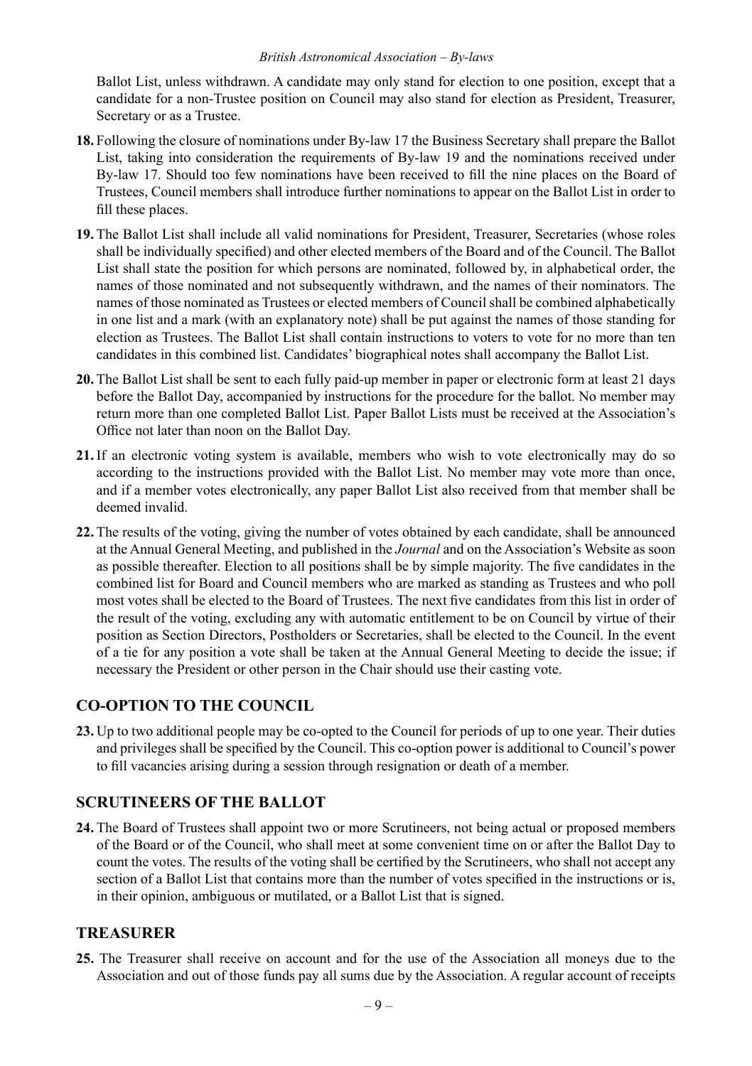Ballot List, unless withdrawn. A candidate may only stand for election to one position, except that a candidate for a non-Trustee position on Council may also stand for election as President, Treasurer, Secretary or as a Trustee.

**18.** Following the closure of nominations under By-law 17 the Business Secretary shall prepare the Ballot List, taking into consideration the requirements of By-law 19 and the nominations received under By-law 17. Should too few nominations have been received to fill the nine places on the Board of Trustees, Council members shall introduce further nominations to appear on the Ballot List in order to fill these places.

**19.** The Ballot List shall include all valid nominations for President, Treasurer, Secretaries (whose roles shall be individually specified) and other elected members of the Board and of the Council. The Ballot List shall state the position for which persons are nominated, followed by, in alphabetical order, the names of those nominated and not subsequently withdrawn, and the names of their nominators. The names of those nominated as Trustees or elected members of Council shall be combined alphabetically in one list and a mark (with an explanatory note) shall be put against the names of those standing for election as Trustees. The Ballot List shall contain instructions to voters to vote for no more than ten candidates in this combined list. Candidates' biographical notes shall accompany the Ballot List.

**20.** The Ballot List shall be sent to each fully paid-up member in paper or electronic form at least 21 days before the Ballot Day, accompanied by instructions for the procedure for the ballot. No member may return more than one completed Ballot List. Paper Ballot Lists must be received at the Association's Office not later than noon on the Ballot Day.

**21.** If an electronic voting system is available, members who wish to vote electronically may do so according to the instructions provided with the Ballot List. No member may vote more than once, and if a member votes electronically, any paper Ballot List also received from that member shall be deemed invalid.

**22.** The results of the voting, giving the number of votes obtained by each candidate, shall be announced at the Annual General Meeting, and published in the *Journal* and on the Association's Website as soon as possible thereafter. Election to all positions shall be by simple majority. The five candidates in the combined list for Board and Council members who are marked as standing as Trustees and who poll most votes shall be elected to the Board of Trustees. The next five candidates from this list in order of the result of the voting, excluding any with automatic entitlement to be on Council by virtue of their position as Section Directors, Postholders or Secretaries, shall be elected to the Council. In the event of a tie for any position a vote shall be taken at the Annual General Meeting to decide the issue; if necessary the President or other person in the Chair should use their casting vote.

## CO-OPTION TO THE COUNCIL

**23.** Up to two additional people may be co-opted to the Council for periods of up to one year. Their duties and privileges shall be specified by the Council. This co-option power is additional to Council's power to fill vacancies arising during a session through resignation or death of a member.

## SCRUTINEERS OF THE BALLOT

**24.** The Board of Trustees shall appoint two or more Scrutineers, not being actual or proposed members of the Board or of the Council, who shall meet at some convenient time on or after the Ballot Day to count the votes. The results of the voting shall be certified by the Scrutineers, who shall not accept any section of a Ballot List that contains more than the number of votes specified in the instructions or is, in their opinion, ambiguous or mutilated, or a Ballot List that is signed.

## TREASURER

**25.** The Treasurer shall receive on account and for the use of the Association all moneys due to the Association and out of those funds pay all sums due by the Association. A regular account of receipts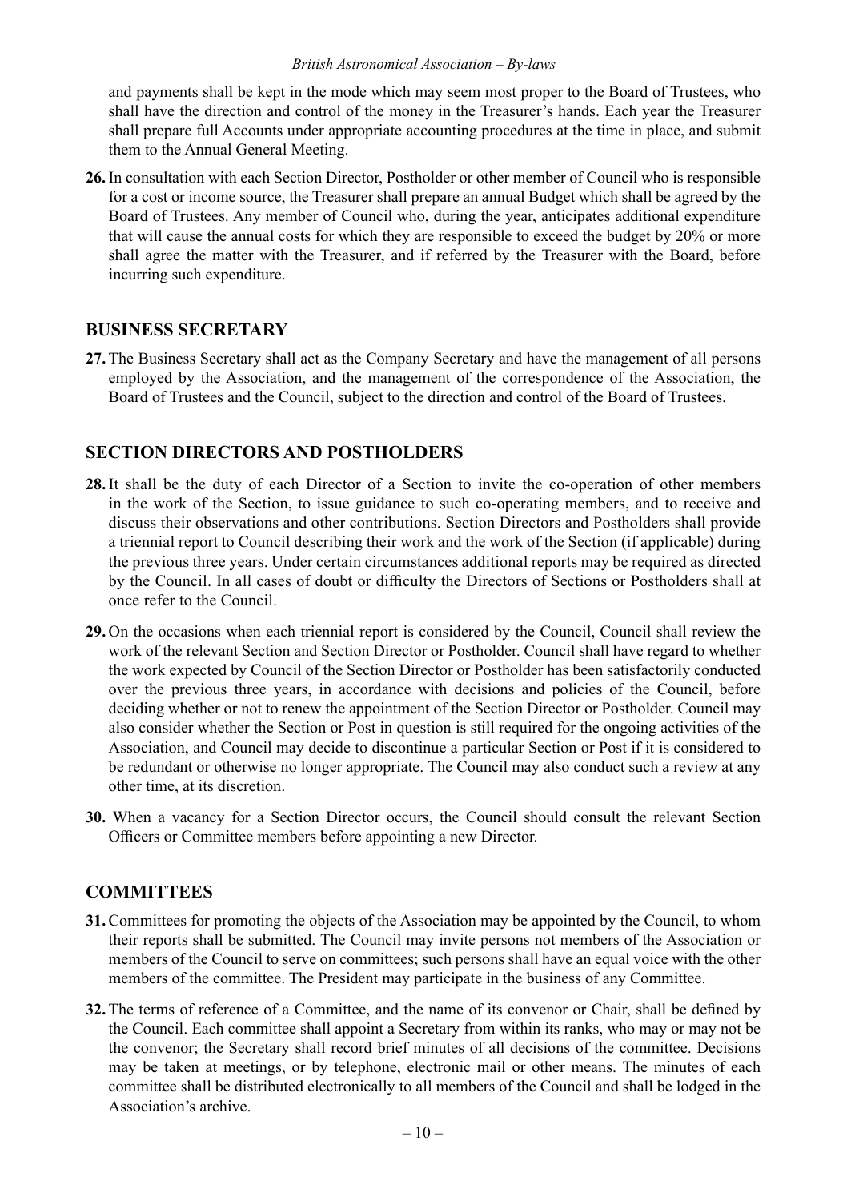and payments shall be kept in the mode which may seem most proper to the Board of Trustees, who shall have the direction and control of the money in the Treasurer's hands. Each year the Treasurer shall prepare full Accounts under appropriate accounting procedures at the time in place, and submit them to the Annual General Meeting.

**26.** In consultation with each Section Director, Postholder or other member of Council who is responsible for a cost or income source, the Treasurer shall prepare an annual Budget which shall be agreed by the Board of Trustees. Any member of Council who, during the year, anticipates additional expenditure that will cause the annual costs for which they are responsible to exceed the budget by 20% or more shall agree the matter with the Treasurer, and if referred by the Treasurer with the Board, before incurring such expenditure.

## BUSINESS SECRETARY

**27.** The Business Secretary shall act as the Company Secretary and have the management of all persons employed by the Association, and the management of the correspondence of the Association, the Board of Trustees and the Council, subject to the direction and control of the Board of Trustees.

## SECTION DIRECTORS AND POSTHOLDERS

**28.** It shall be the duty of each Director of a Section to invite the co-operation of other members in the work of the Section, to issue guidance to such co-operating members, and to receive and discuss their observations and other contributions. Section Directors and Postholders shall provide a triennial report to Council describing their work and the work of the Section (if applicable) during the previous three years. Under certain circumstances additional reports may be required as directed by the Council. In all cases of doubt or difficulty the Directors of Sections or Postholders shall at once refer to the Council.

**29.** On the occasions when each triennial report is considered by the Council, Council shall review the work of the relevant Section and Section Director or Postholder. Council shall have regard to whether the work expected by Council of the Section Director or Postholder has been satisfactorily conducted over the previous three years, in accordance with decisions and policies of the Council, before deciding whether or not to renew the appointment of the Section Director or Postholder. Council may also consider whether the Section or Post in question is still required for the ongoing activities of the Association, and Council may decide to discontinue a particular Section or Post if it is considered to be redundant or otherwise no longer appropriate. The Council may also conduct such a review at any other time, at its discretion.

**30.** When a vacancy for a Section Director occurs, the Council should consult the relevant Section Officers or Committee members before appointing a new Director.

## COMMITTEES

**31.** Committees for promoting the objects of the Association may be appointed by the Council, to whom their reports shall be submitted. The Council may invite persons not members of the Association or members of the Council to serve on committees; such persons shall have an equal voice with the other members of the committee. The President may participate in the business of any Committee.

**32.** The terms of reference of a Committee, and the name of its convenor or Chair, shall be defined by the Council. Each committee shall appoint a Secretary from within its ranks, who may or may not be the convenor; the Secretary shall record brief minutes of all decisions of the committee. Decisions may be taken at meetings, or by telephone, electronic mail or other means. The minutes of each committee shall be distributed electronically to all members of the Council and shall be lodged in the Association's archive.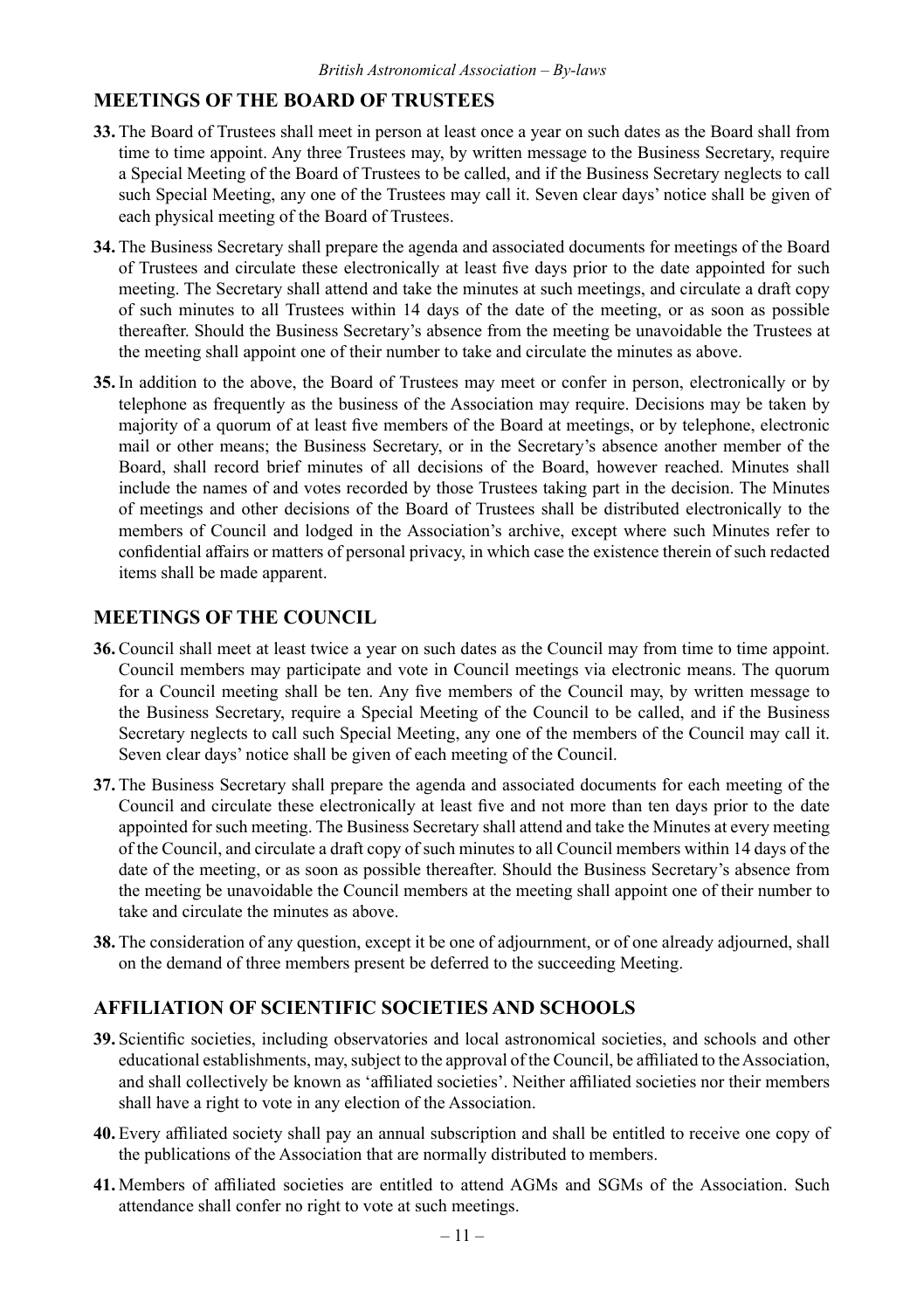## MEETINGS OF THE BOARD OF TRUSTEES

**33.** The Board of Trustees shall meet in person at least once a year on such dates as the Board shall from time to time appoint. Any three Trustees may, by written message to the Business Secretary, require a Special Meeting of the Board of Trustees to be called, and if the Business Secretary neglects to call such Special Meeting, any one of the Trustees may call it. Seven clear days' notice shall be given of each physical meeting of the Board of Trustees.

**34.** The Business Secretary shall prepare the agenda and associated documents for meetings of the Board of Trustees and circulate these electronically at least five days prior to the date appointed for such meeting. The Secretary shall attend and take the minutes at such meetings, and circulate a draft copy of such minutes to all Trustees within 14 days of the date of the meeting, or as soon as possible thereafter. Should the Business Secretary's absence from the meeting be unavoidable the Trustees at the meeting shall appoint one of their number to take and circulate the minutes as above.

**35.** In addition to the above, the Board of Trustees may meet or confer in person, electronically or by telephone as frequently as the business of the Association may require. Decisions may be taken by majority of a quorum of at least five members of the Board at meetings, or by telephone, electronic mail or other means; the Business Secretary, or in the Secretary's absence another member of the Board, shall record brief minutes of all decisions of the Board, however reached. Minutes shall include the names of and votes recorded by those Trustees taking part in the decision. The Minutes of meetings and other decisions of the Board of Trustees shall be distributed electronically to the members of Council and lodged in the Association's archive, except where such Minutes refer to confidential affairs or matters of personal privacy, in which case the existence therein of such redacted items shall be made apparent.

## MEETINGS OF THE COUNCIL

**36.** Council shall meet at least twice a year on such dates as the Council may from time to time appoint. Council members may participate and vote in Council meetings via electronic means. The quorum for a Council meeting shall be ten. Any five members of the Council may, by written message to the Business Secretary, require a Special Meeting of the Council to be called, and if the Business Secretary neglects to call such Special Meeting, any one of the members of the Council may call it. Seven clear days' notice shall be given of each meeting of the Council.

**37.** The Business Secretary shall prepare the agenda and associated documents for each meeting of the Council and circulate these electronically at least five and not more than ten days prior to the date appointed for such meeting. The Business Secretary shall attend and take the Minutes at every meeting of the Council, and circulate a draft copy of such minutes to all Council members within 14 days of the date of the meeting, or as soon as possible thereafter. Should the Business Secretary's absence from the meeting be unavoidable the Council members at the meeting shall appoint one of their number to take and circulate the minutes as above.

**38.** The consideration of any question, except it be one of adjournment, or of one already adjourned, shall on the demand of three members present be deferred to the succeeding Meeting.

## AFFILIATION OF SCIENTIFIC SOCIETIES AND SCHOOLS

**39.** Scientific societies, including observatories and local astronomical societies, and schools and other educational establishments, may, subject to the approval of the Council, be affiliated to the Association, and shall collectively be known as 'affiliated societies'. Neither affiliated societies nor their members shall have a right to vote in any election of the Association.

**40.** Every affiliated society shall pay an annual subscription and shall be entitled to receive one copy of the publications of the Association that are normally distributed to members.

**41.** Members of affiliated societies are entitled to attend AGMs and SGMs of the Association. Such attendance shall confer no right to vote at such meetings.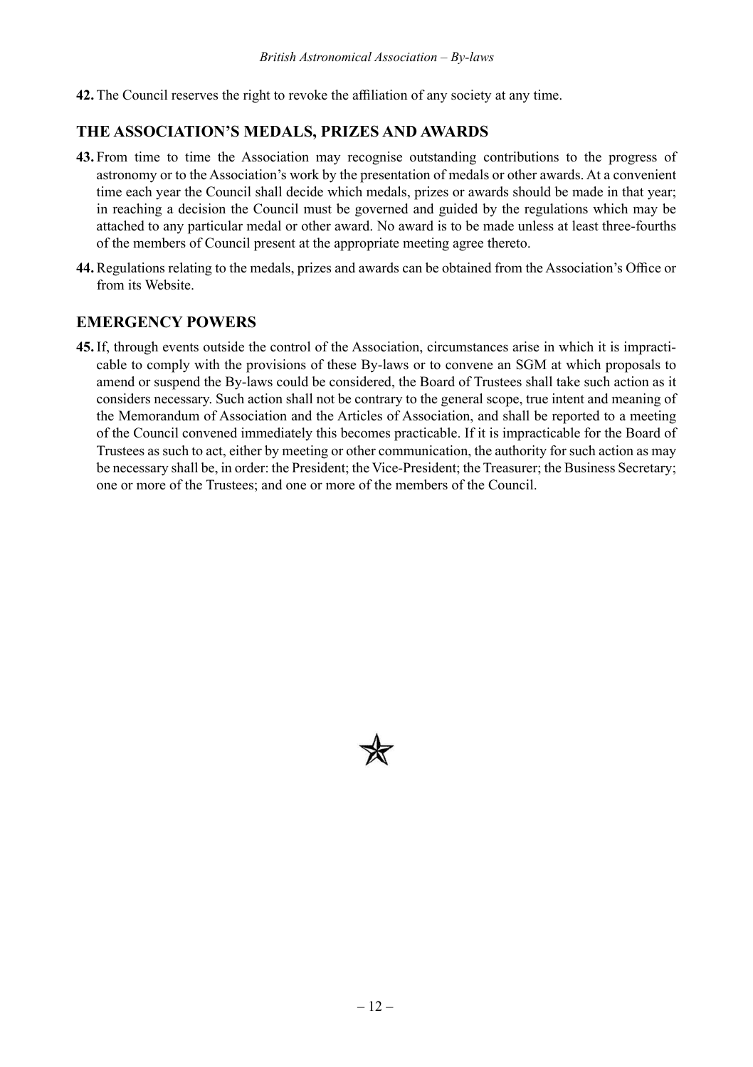**42.** The Council reserves the right to revoke the affiliation of any society at any time.

## THE ASSOCIATION'S MEDALS, PRIZES AND AWARDS

**43.** From time to time the Association may recognise outstanding contributions to the progress of astronomy or to the Association's work by the presentation of medals or other awards. At a convenient time each year the Council shall decide which medals, prizes or awards should be made in that year; in reaching a decision the Council must be governed and guided by the regulations which may be attached to any particular medal or other award. No award is to be made unless at least three-fourths of the members of Council present at the appropriate meeting agree thereto.

**44.** Regulations relating to the medals, prizes and awards can be obtained from the Association's Office or from its Website.

## EMERGENCY POWERS

**45.** If, through events outside the control of the Association, circumstances arise in which it is impracticable to comply with the provisions of these By-laws or to convene an SGM at which proposals to amend or suspend the By-laws could be considered, the Board of Trustees shall take such action as it considers necessary. Such action shall not be contrary to the general scope, true intent and meaning of the Memorandum of Association and the Articles of Association, and shall be reported to a meeting of the Council convened immediately this becomes practicable. If it is impracticable for the Board of Trustees as such to act, either by meeting or other communication, the authority for such action as may be necessary shall be, in order: the President; the Vice-President; the Treasurer; the Business Secretary; one or more of the Trustees; and one or more of the members of the Council.

☆